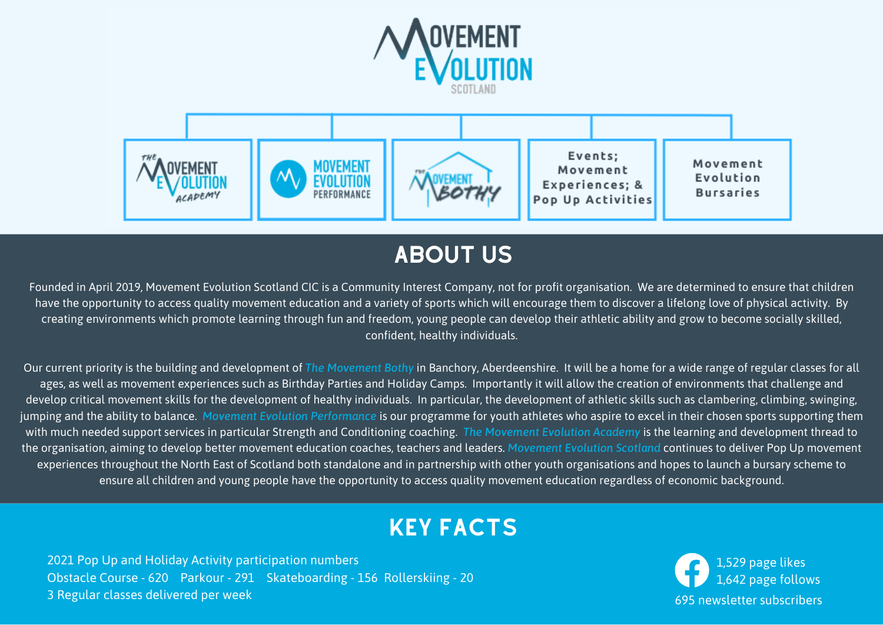# MOVEMENT EVOLUTION SCOTLAND

- The Movement Evolution Academy
- Movement Evolution Performance
- The Movement Bothy
- Events; Movement Experiences; & Pop Up Activities
- Movement Evolution Bursaries

## ABOUT US

Founded in April 2019, Movement Evolution Scotland CIC is a Community Interest Company, not for profit organisation. We are determined to ensure that children have the opportunity to access quality movement education and a variety of sports which will encourage them to discover a lifelong love of physical activity. By creating environments which promote learning through fun and freedom, young people can develop their athletic ability and grow to become socially skilled, confident, healthy individuals.

Our current priority is the building and development of *The Movement Bothy* in Banchory, Aberdeenshire. It will be a home for a wide range of regular classes for all ages, as well as movement experiences such as Birthday Parties and Holiday Camps. Importantly it will allow the creation of environments that challenge and develop critical movement skills for the development of healthy individuals. In particular, the development of athletic skills such as clambering, climbing, swinging, jumping and the ability to balance. *Movement Evolution Performance* is our programme for youth athletes who aspire to excel in their chosen sports supporting them with much needed support services in particular Strength and Conditioning coaching. *The Movement Evolution Academy* is the learning and development thread to the organisation, aiming to develop better movement education coaches, teachers and leaders. *Movement Evolution Scotland* continues to deliver Pop Up movement experiences throughout the North East of Scotland both standalone and in partnership with other youth organisations and hopes to launch a bursary scheme to ensure all children and young people have the opportunity to access quality movement education regardless of economic background.

## KEY FACTS

2021 Pop Up and Holiday Activity participation numbers
Obstacle Course - 620 Parkour - 291 Skateboarding - 156 Rollerskiing - 20
3 Regular classes delivered per week

1,529 page likes
1,642 page follows
695 newsletter subscribers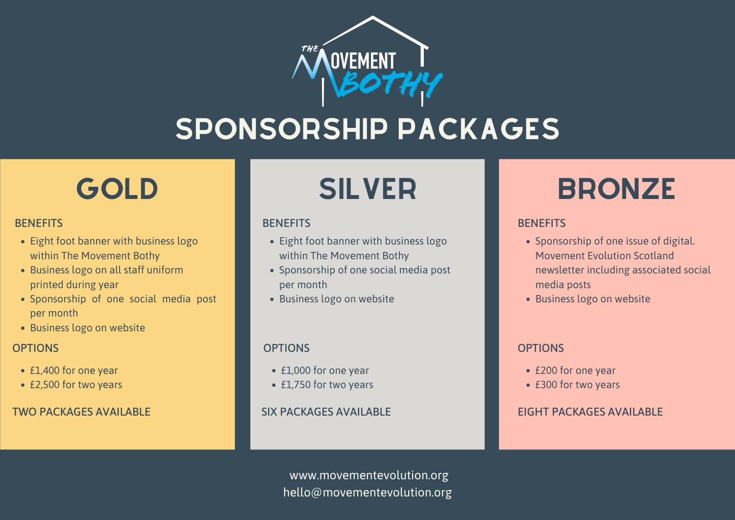# THE MOVEMENT BOTHY

# SPONSORSHIP PACKAGES

## GOLD

**BENEFITS**

- Eight foot banner with business logo within The Movement Bothy
- Business logo on all staff uniform printed during year
- Sponsorship of one social media post per month
- Business logo on website

**OPTIONS**

- £1,400 for one year
- £2,500 for two years

**TWO PACKAGES AVAILABLE**

## SILVER

**BENEFITS**

- Eight foot banner with business logo within The Movement Bothy
- Sponsorship of one social media post per month
- Business logo on website

**OPTIONS**

- £1,000 for one year
- £1,750 for two years

**SIX PACKAGES AVAILABLE**

## BRONZE

**BENEFITS**

- Sponsorship of one issue of digital. Movement Evolution Scotland newsletter including associated social media posts
- Business logo on website

**OPTIONS**

- £200 for one year
- £300 for two years

**EIGHT PACKAGES AVAILABLE**

www.movementevolution.org
hello@movementevolution.org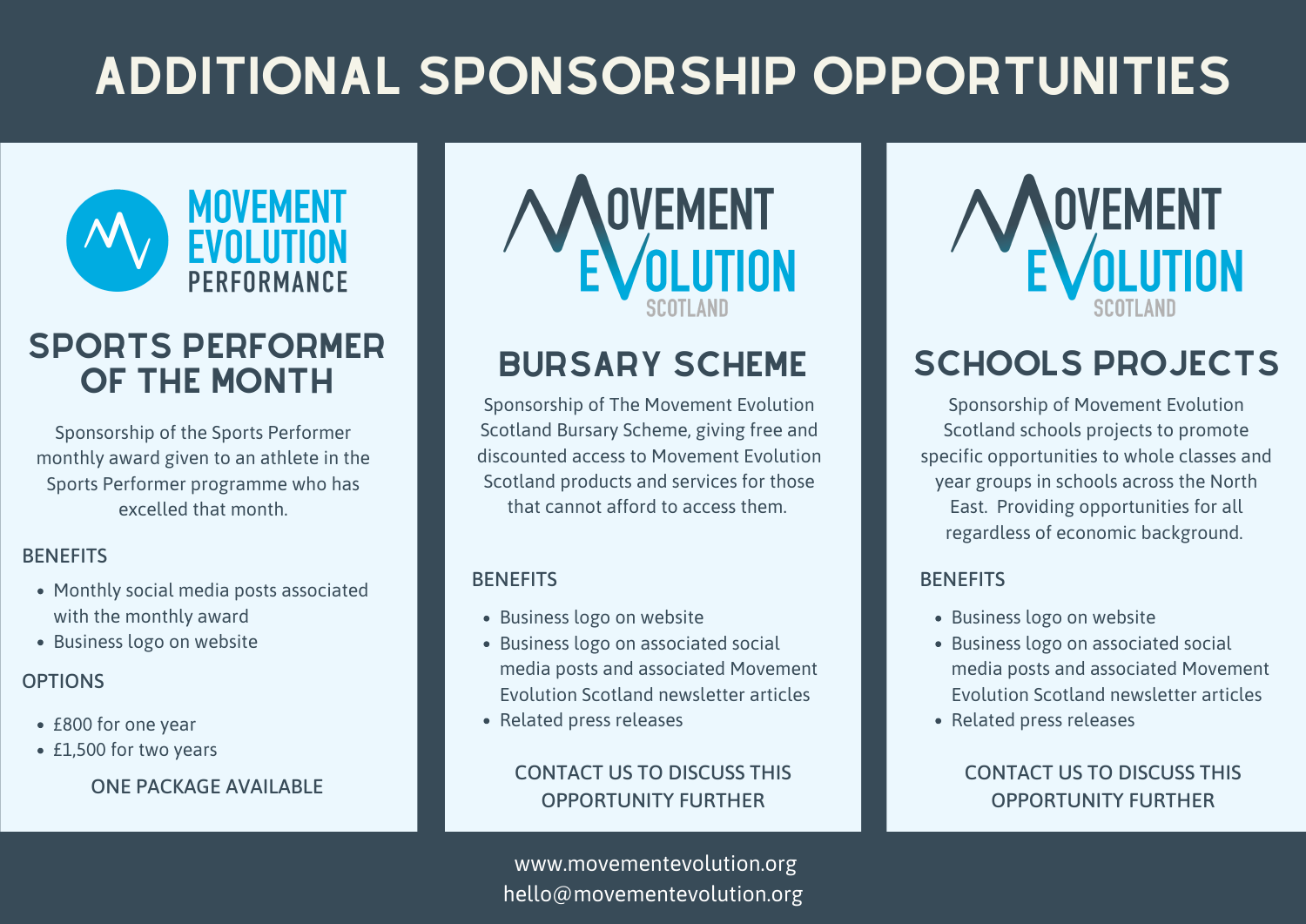# ADDITIONAL SPONSORSHIP OPPORTUNITIES

MOVEMENT EVOLUTION PERFORMANCE

## SPORTS PERFORMER OF THE MONTH

Sponsorship of the Sports Performer monthly award given to an athlete in the Sports Performer programme who has excelled that month.

BENEFITS

- Monthly social media posts associated with the monthly award
- Business logo on website

OPTIONS

- £800 for one year
- £1,500 for two years

ONE PACKAGE AVAILABLE

MOVEMENT EVOLUTION SCOTLAND

## BURSARY SCHEME

Sponsorship of The Movement Evolution Scotland Bursary Scheme, giving free and discounted access to Movement Evolution Scotland products and services for those that cannot afford to access them.

BENEFITS

- Business logo on website
- Business logo on associated social media posts and associated Movement Evolution Scotland newsletter articles
- Related press releases

CONTACT US TO DISCUSS THIS OPPORTUNITY FURTHER

MOVEMENT EVOLUTION SCOTLAND

## SCHOOLS PROJECTS

Sponsorship of Movement Evolution Scotland schools projects to promote specific opportunities to whole classes and year groups in schools across the North East. Providing opportunities for all regardless of economic background.

BENEFITS

- Business logo on website
- Business logo on associated social media posts and associated Movement Evolution Scotland newsletter articles
- Related press releases

CONTACT US TO DISCUSS THIS OPPORTUNITY FURTHER

www.movementevolution.org
hello@movementevolution.org